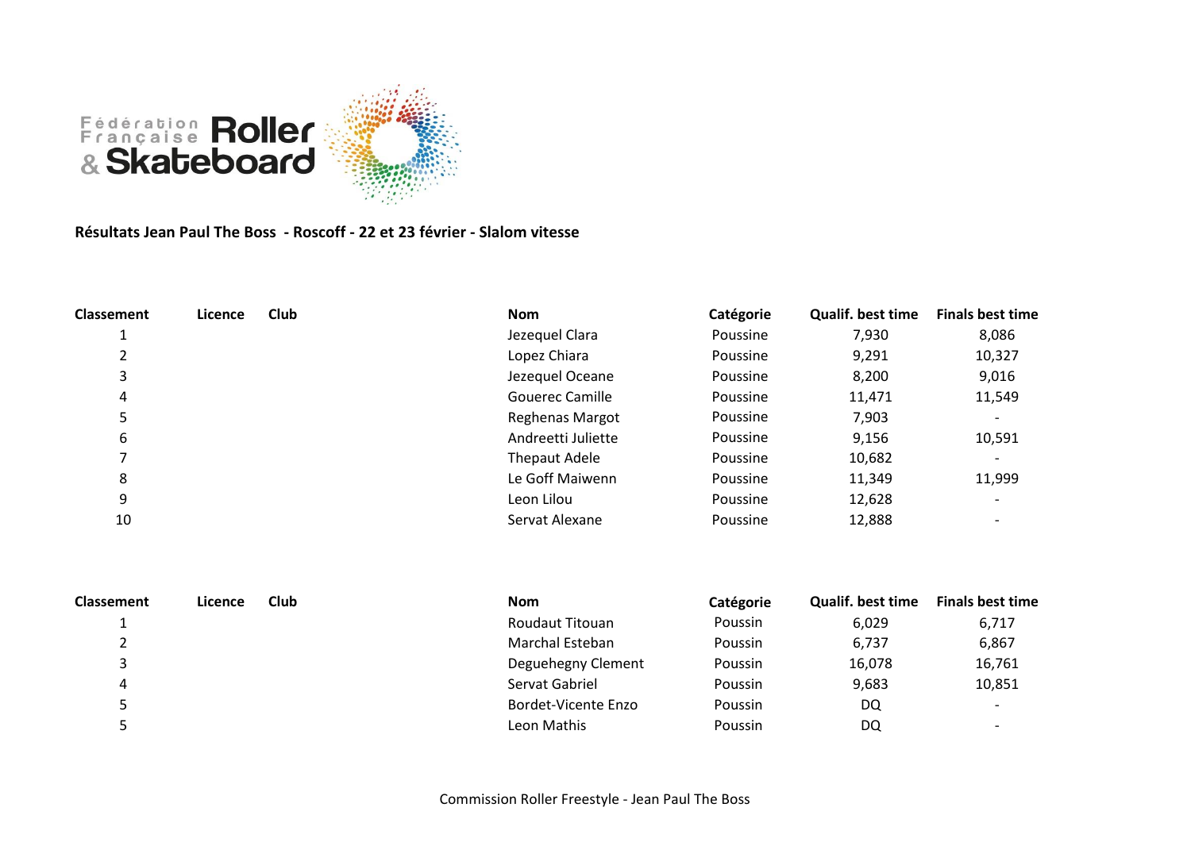Fédération Française Roller & Skateboard

**Résultats Jean Paul The Boss - Roscoff - 22 et 23 février - Slalom vitesse**

| Classement | Licence | Club | Nom | Catégorie | Qualif. best time | Finals best time |
|---|---|---|---|---|---|---|
| 1 | | | Jezequel Clara | Poussine | 7,930 | 8,086 |
| 2 | | | Lopez Chiara | Poussine | 9,291 | 10,327 |
| 3 | | | Jezequel Oceane | Poussine | 8,200 | 9,016 |
| 4 | | | Gouerec Camille | Poussine | 11,471 | 11,549 |
| 5 | | | Reghenas Margot | Poussine | 7,903 | - |
| 6 | | | Andreetti Juliette | Poussine | 9,156 | 10,591 |
| 7 | | | Thepaut Adele | Poussine | 10,682 | - |
| 8 | | | Le Goff Maiwenn | Poussine | 11,349 | 11,999 |
| 9 | | | Leon Lilou | Poussine | 12,628 | - |
| 10 | | | Servat Alexane | Poussine | 12,888 | - |

| Classement | Licence | Club | Nom | Catégorie | Qualif. best time | Finals best time |
|---|---|---|---|---|---|---|
| 1 | | | Roudaut Titouan | Poussin | 6,029 | 6,717 |
| 2 | | | Marchal Esteban | Poussin | 6,737 | 6,867 |
| 3 | | | Deguehegny Clement | Poussin | 16,078 | 16,761 |
| 4 | | | Servat Gabriel | Poussin | 9,683 | 10,851 |
| 5 | | | Bordet-Vicente Enzo | Poussin | DQ | - |
| 5 | | | Leon Mathis | Poussin | DQ | - |

Commission Roller Freestyle - Jean Paul The Boss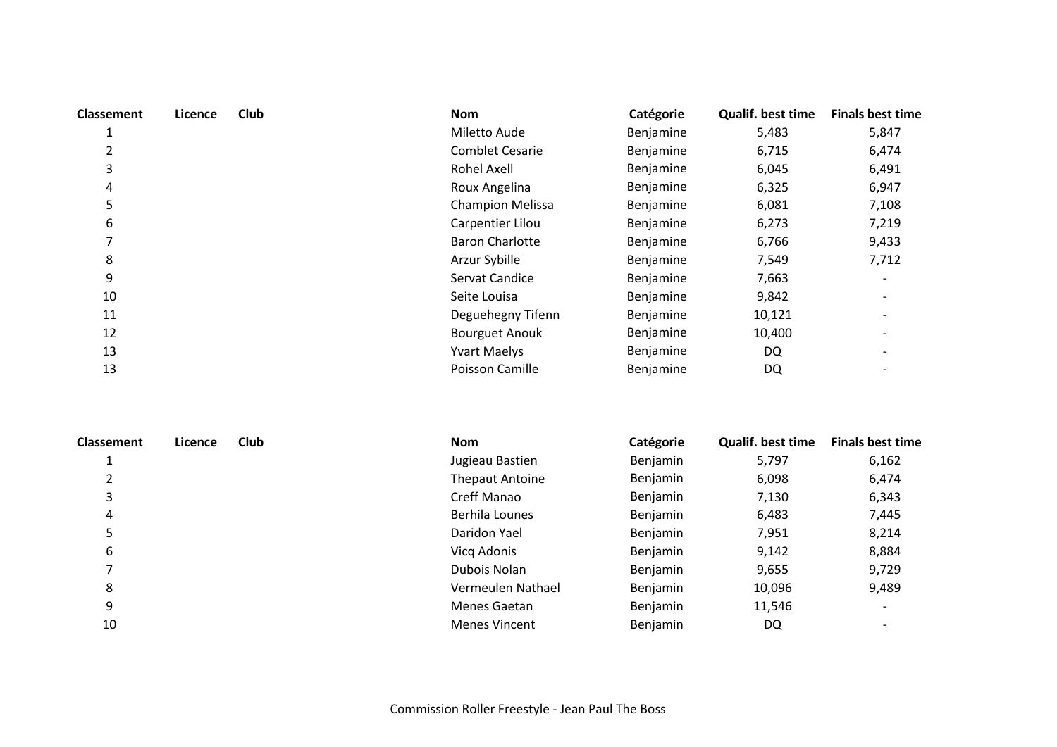| Classement | Licence | Club | Nom | Catégorie | Qualif. best time | Finals best time |
|---|---|---|---|---|---|---|
| 1 | | | Miletto Aude | Benjamine | 5,483 | 5,847 |
| 2 | | | Comblet Cesarie | Benjamine | 6,715 | 6,474 |
| 3 | | | Rohel Axell | Benjamine | 6,045 | 6,491 |
| 4 | | | Roux Angelina | Benjamine | 6,325 | 6,947 |
| 5 | | | Champion Melissa | Benjamine | 6,081 | 7,108 |
| 6 | | | Carpentier Lilou | Benjamine | 6,273 | 7,219 |
| 7 | | | Baron Charlotte | Benjamine | 6,766 | 9,433 |
| 8 | | | Arzur Sybille | Benjamine | 7,549 | 7,712 |
| 9 | | | Servat Candice | Benjamine | 7,663 | - |
| 10 | | | Seite Louisa | Benjamine | 9,842 | - |
| 11 | | | Deguehegny Tifenn | Benjamine | 10,121 | - |
| 12 | | | Bourguet Anouk | Benjamine | 10,400 | - |
| 13 | | | Yvart Maelys | Benjamine | DQ | - |
| 13 | | | Poisson Camille | Benjamine | DQ | - |

| Classement | Licence | Club | Nom | Catégorie | Qualif. best time | Finals best time |
|---|---|---|---|---|---|---|
| 1 | | | Jugieau Bastien | Benjamin | 5,797 | 6,162 |
| 2 | | | Thepaut Antoine | Benjamin | 6,098 | 6,474 |
| 3 | | | Creff Manao | Benjamin | 7,130 | 6,343 |
| 4 | | | Berhila Lounes | Benjamin | 6,483 | 7,445 |
| 5 | | | Daridon Yael | Benjamin | 7,951 | 8,214 |
| 6 | | | Vicq Adonis | Benjamin | 9,142 | 8,884 |
| 7 | | | Dubois Nolan | Benjamin | 9,655 | 9,729 |
| 8 | | | Vermeulen Nathael | Benjamin | 10,096 | 9,489 |
| 9 | | | Menes Gaetan | Benjamin | 11,546 | - |
| 10 | | | Menes Vincent | Benjamin | DQ | - |

Commission Roller Freestyle - Jean Paul The Boss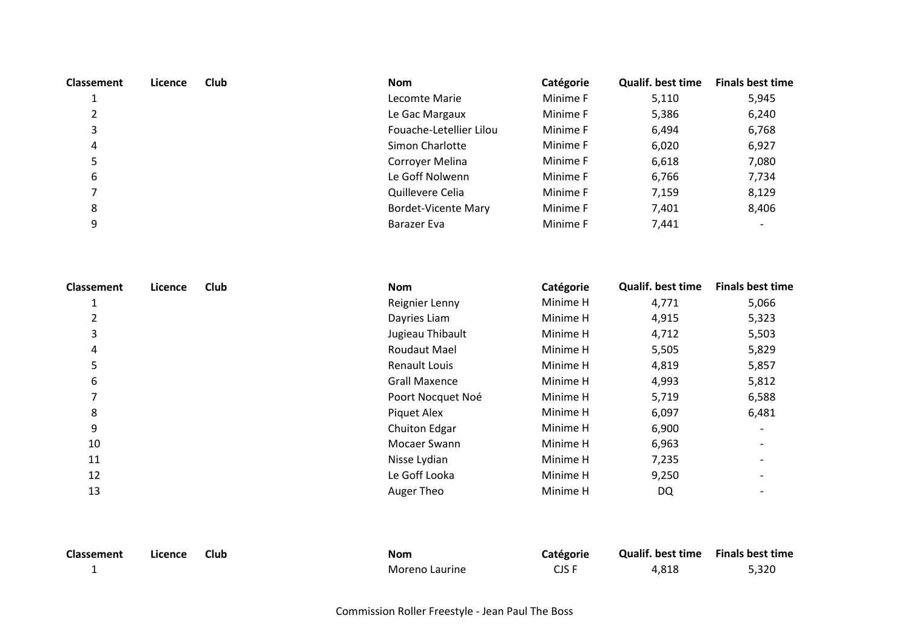| Classement | Licence | Club | Nom | Catégorie | Qualif. best time | Finals best time |
|---|---|---|---|---|---|---|
| 1 | | | Lecomte Marie | Minime F | 5,110 | 5,945 |
| 2 | | | Le Gac Margaux | Minime F | 5,386 | 6,240 |
| 3 | | | Fouache-Letellier Lilou | Minime F | 6,494 | 6,768 |
| 4 | | | Simon Charlotte | Minime F | 6,020 | 6,927 |
| 5 | | | Corroyer Melina | Minime F | 6,618 | 7,080 |
| 6 | | | Le Goff Nolwenn | Minime F | 6,766 | 7,734 |
| 7 | | | Quillevere Celia | Minime F | 7,159 | 8,129 |
| 8 | | | Bordet-Vicente Mary | Minime F | 7,401 | 8,406 |
| 9 | | | Barazer Eva | Minime F | 7,441 | - |

| Classement | Licence | Club | Nom | Catégorie | Qualif. best time | Finals best time |
|---|---|---|---|---|---|---|
| 1 | | | Reignier Lenny | Minime H | 4,771 | 5,066 |
| 2 | | | Dayries Liam | Minime H | 4,915 | 5,323 |
| 3 | | | Jugieau Thibault | Minime H | 4,712 | 5,503 |
| 4 | | | Roudaut Mael | Minime H | 5,505 | 5,829 |
| 5 | | | Renault Louis | Minime H | 4,819 | 5,857 |
| 6 | | | Grall Maxence | Minime H | 4,993 | 5,812 |
| 7 | | | Poort Nocquet Noé | Minime H | 5,719 | 6,588 |
| 8 | | | Piquet Alex | Minime H | 6,097 | 6,481 |
| 9 | | | Chuiton Edgar | Minime H | 6,900 | - |
| 10 | | | Mocaer Swann | Minime H | 6,963 | - |
| 11 | | | Nisse Lydian | Minime H | 7,235 | - |
| 12 | | | Le Goff Looka | Minime H | 9,250 | - |
| 13 | | | Auger Theo | Minime H | DQ | - |

| Classement | Licence | Club | Nom | Catégorie | Qualif. best time | Finals best time |
|---|---|---|---|---|---|---|
| 1 | | | Moreno Laurine | CJS F | 4,818 | 5,320 |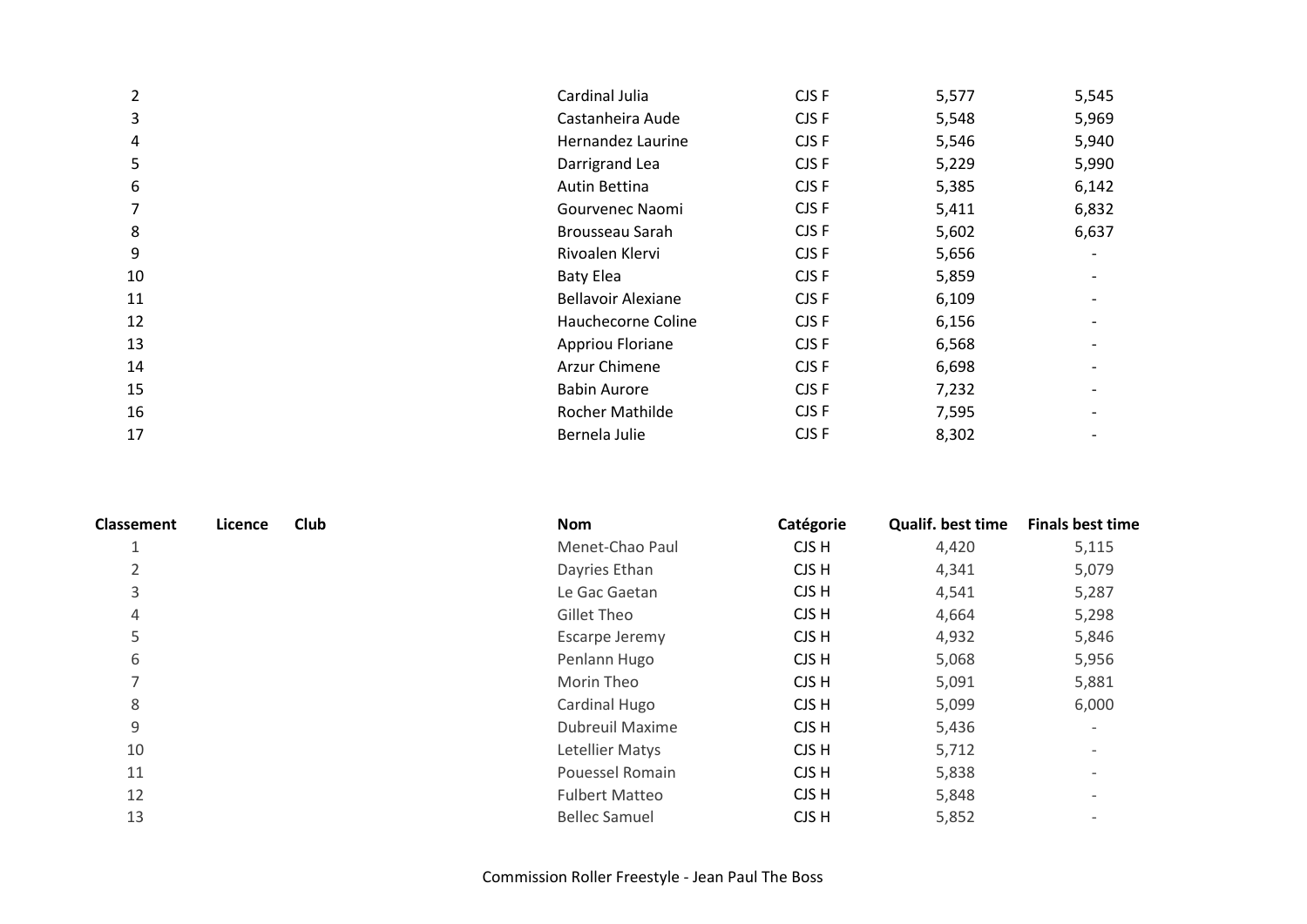| Classement | Licence | Club | Nom | Catégorie | Qualif. best time | Finals best time |
|---|---|---|---|---|---|---|
| 2 | | | Cardinal Julia | CJS F | 5,577 | 5,545 |
| 3 | | | Castanheira Aude | CJS F | 5,548 | 5,969 |
| 4 | | | Hernandez Laurine | CJS F | 5,546 | 5,940 |
| 5 | | | Darrigrand Lea | CJS F | 5,229 | 5,990 |
| 6 | | | Autin Bettina | CJS F | 5,385 | 6,142 |
| 7 | | | Gourvenec Naomi | CJS F | 5,411 | 6,832 |
| 8 | | | Brousseau Sarah | CJS F | 5,602 | 6,637 |
| 9 | | | Rivoalen Klervi | CJS F | 5,656 | - |
| 10 | | | Baty Elea | CJS F | 5,859 | - |
| 11 | | | Bellavoir Alexiane | CJS F | 6,109 | - |
| 12 | | | Hauchecorne Coline | CJS F | 6,156 | - |
| 13 | | | Appriou Floriane | CJS F | 6,568 | - |
| 14 | | | Arzur Chimene | CJS F | 6,698 | - |
| 15 | | | Babin Aurore | CJS F | 7,232 | - |
| 16 | | | Rocher Mathilde | CJS F | 7,595 | - |
| 17 | | | Bernela Julie | CJS F | 8,302 | - |

| Classement | Licence | Club | Nom | Catégorie | Qualif. best time | Finals best time |
|---|---|---|---|---|---|---|
| 1 | | | Menet-Chao Paul | CJS H | 4,420 | 5,115 |
| 2 | | | Dayries Ethan | CJS H | 4,341 | 5,079 |
| 3 | | | Le Gac Gaetan | CJS H | 4,541 | 5,287 |
| 4 | | | Gillet Theo | CJS H | 4,664 | 5,298 |
| 5 | | | Escarpe Jeremy | CJS H | 4,932 | 5,846 |
| 6 | | | Penlann Hugo | CJS H | 5,068 | 5,956 |
| 7 | | | Morin Theo | CJS H | 5,091 | 5,881 |
| 8 | | | Cardinal Hugo | CJS H | 5,099 | 6,000 |
| 9 | | | Dubreuil Maxime | CJS H | 5,436 | - |
| 10 | | | Letellier Matys | CJS H | 5,712 | - |
| 11 | | | Pouessel Romain | CJS H | 5,838 | - |
| 12 | | | Fulbert Matteo | CJS H | 5,848 | - |
| 13 | | | Bellec Samuel | CJS H | 5,852 | - |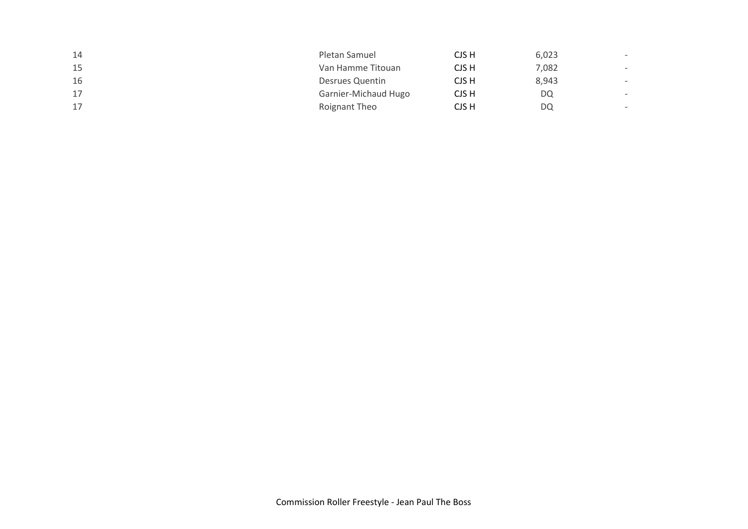| | | | | |
|---|---|---|---|---|
| 14 | Pletan Samuel | CJS H | 6,023 | - |
| 15 | Van Hamme Titouan | CJS H | 7,082 | - |
| 16 | Desrues Quentin | CJS H | 8,943 | - |
| 17 | Garnier-Michaud Hugo | CJS H | DQ | - |
| 17 | Roignant Theo | CJS H | DQ | - |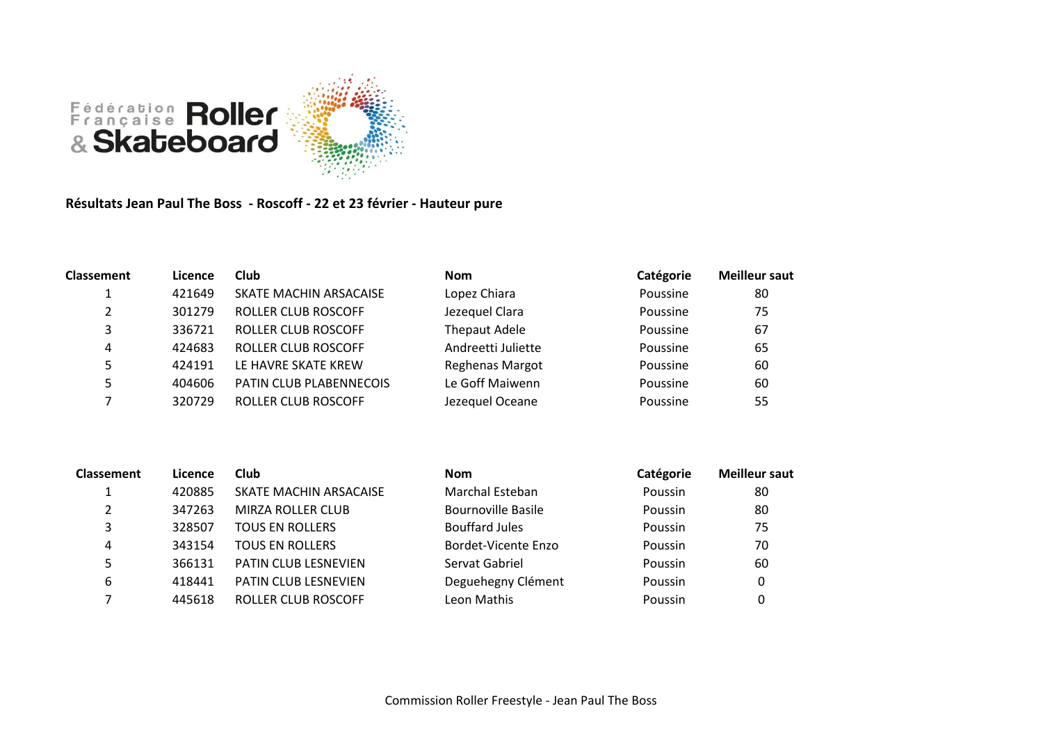Fédération Française Roller & Skateboard

**Résultats Jean Paul The Boss  - Roscoff - 22 et 23 février - Hauteur pure**

| Classement | Licence | Club | Nom | Catégorie | Meilleur saut |
|---|---|---|---|---|---|
| 1 | 421649 | SKATE MACHIN ARSACAISE | Lopez Chiara | Poussine | 80 |
| 2 | 301279 | ROLLER CLUB ROSCOFF | Jezequel Clara | Poussine | 75 |
| 3 | 336721 | ROLLER CLUB ROSCOFF | Thepaut Adele | Poussine | 67 |
| 4 | 424683 | ROLLER CLUB ROSCOFF | Andreetti Juliette | Poussine | 65 |
| 5 | 424191 | LE HAVRE SKATE KREW | Reghenas Margot | Poussine | 60 |
| 5 | 404606 | PATIN CLUB PLABENNECOIS | Le Goff Maiwenn | Poussine | 60 |
| 7 | 320729 | ROLLER CLUB ROSCOFF | Jezequel Oceane | Poussine | 55 |

| Classement | Licence | Club | Nom | Catégorie | Meilleur saut |
|---|---|---|---|---|---|
| 1 | 420885 | SKATE MACHIN ARSACAISE | Marchal Esteban | Poussin | 80 |
| 2 | 347263 | MIRZA ROLLER CLUB | Bournoville Basile | Poussin | 80 |
| 3 | 328507 | TOUS EN ROLLERS | Bouffard Jules | Poussin | 75 |
| 4 | 343154 | TOUS EN ROLLERS | Bordet-Vicente Enzo | Poussin | 70 |
| 5 | 366131 | PATIN CLUB LESNEVIEN | Servat Gabriel | Poussin | 60 |
| 6 | 418441 | PATIN CLUB LESNEVIEN | Deguehegny Clément | Poussin | 0 |
| 7 | 445618 | ROLLER CLUB ROSCOFF | Leon Mathis | Poussin | 0 |

Commission Roller Freestyle - Jean Paul The Boss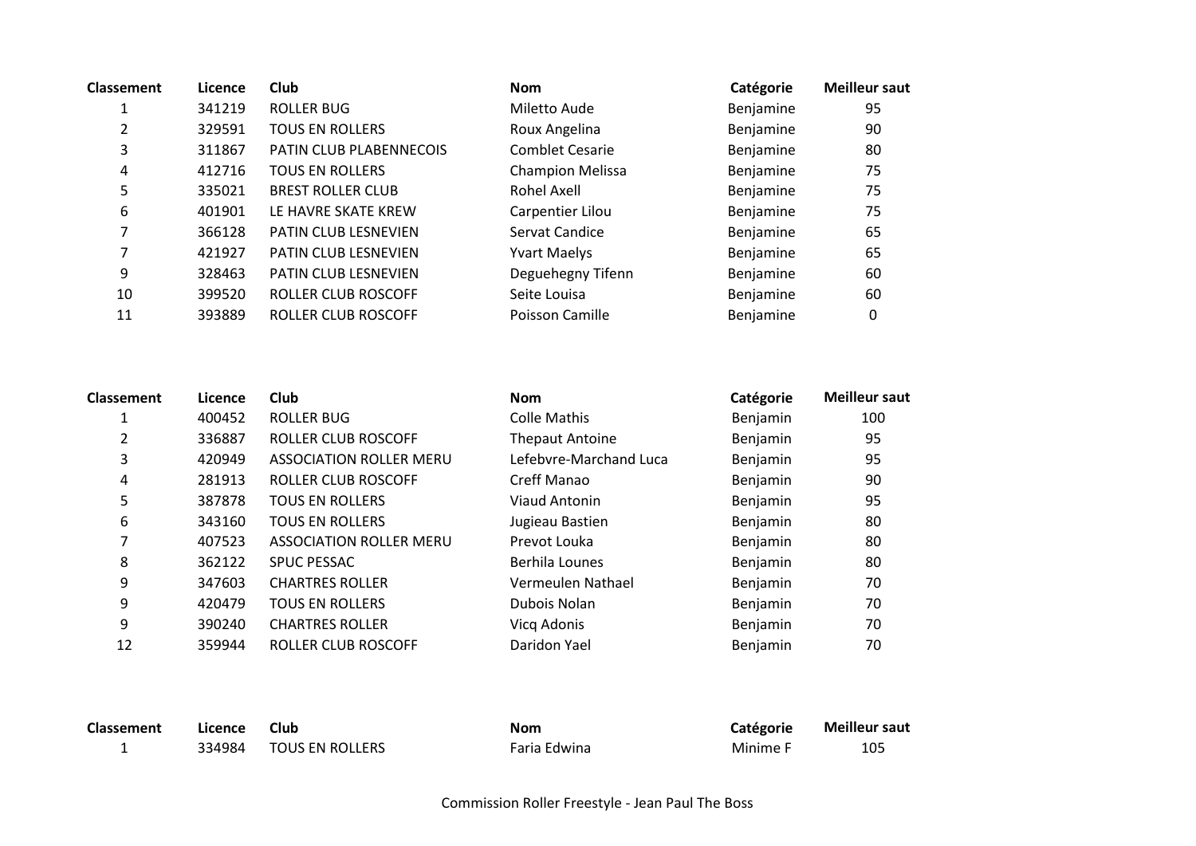| Classement | Licence | Club | Nom | Catégorie | Meilleur saut |
|---|---|---|---|---|---|
| 1 | 341219 | ROLLER BUG | Miletto Aude | Benjamine | 95 |
| 2 | 329591 | TOUS EN ROLLERS | Roux Angelina | Benjamine | 90 |
| 3 | 311867 | PATIN CLUB PLABENNECOIS | Comblet Cesarie | Benjamine | 80 |
| 4 | 412716 | TOUS EN ROLLERS | Champion Melissa | Benjamine | 75 |
| 5 | 335021 | BREST ROLLER CLUB | Rohel Axell | Benjamine | 75 |
| 6 | 401901 | LE HAVRE SKATE KREW | Carpentier Lilou | Benjamine | 75 |
| 7 | 366128 | PATIN CLUB LESNEVIEN | Servat Candice | Benjamine | 65 |
| 7 | 421927 | PATIN CLUB LESNEVIEN | Yvart Maelys | Benjamine | 65 |
| 9 | 328463 | PATIN CLUB LESNEVIEN | Deguehegny Tifenn | Benjamine | 60 |
| 10 | 399520 | ROLLER CLUB ROSCOFF | Seite Louisa | Benjamine | 60 |
| 11 | 393889 | ROLLER CLUB ROSCOFF | Poisson Camille | Benjamine | 0 |

| Classement | Licence | Club | Nom | Catégorie | Meilleur saut |
|---|---|---|---|---|---|
| 1 | 400452 | ROLLER BUG | Colle Mathis | Benjamin | 100 |
| 2 | 336887 | ROLLER CLUB ROSCOFF | Thepaut Antoine | Benjamin | 95 |
| 3 | 420949 | ASSOCIATION ROLLER MERU | Lefebvre-Marchand Luca | Benjamin | 95 |
| 4 | 281913 | ROLLER CLUB ROSCOFF | Creff Manao | Benjamin | 90 |
| 5 | 387878 | TOUS EN ROLLERS | Viaud Antonin | Benjamin | 95 |
| 6 | 343160 | TOUS EN ROLLERS | Jugieau Bastien | Benjamin | 80 |
| 7 | 407523 | ASSOCIATION ROLLER MERU | Prevot Louka | Benjamin | 80 |
| 8 | 362122 | SPUC PESSAC | Berhila Lounes | Benjamin | 80 |
| 9 | 347603 | CHARTRES ROLLER | Vermeulen Nathael | Benjamin | 70 |
| 9 | 420479 | TOUS EN ROLLERS | Dubois Nolan | Benjamin | 70 |
| 9 | 390240 | CHARTRES ROLLER | Vicq Adonis | Benjamin | 70 |
| 12 | 359944 | ROLLER CLUB ROSCOFF | Daridon Yael | Benjamin | 70 |

| Classement | Licence | Club | Nom | Catégorie | Meilleur saut |
|---|---|---|---|---|---|
| 1 | 334984 | TOUS EN ROLLERS | Faria Edwina | Minime F | 105 |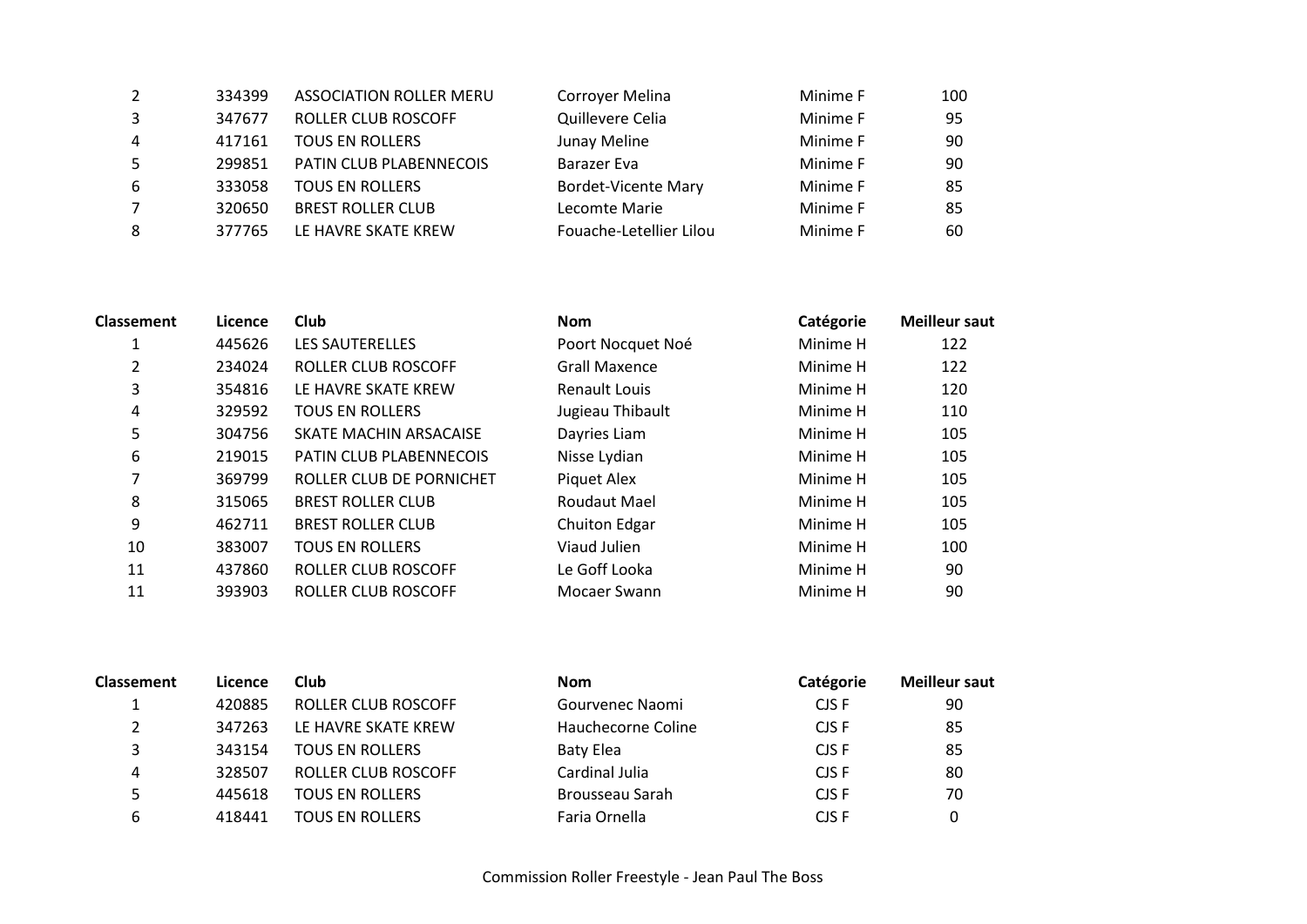| Classement | Licence | Club | Nom | Catégorie | Meilleur saut |
|---|---|---|---|---|---|
| 2 | 334399 | ASSOCIATION ROLLER MERU | Corroyer Melina | Minime F | 100 |
| 3 | 347677 | ROLLER CLUB ROSCOFF | Quillevere Celia | Minime F | 95 |
| 4 | 417161 | TOUS EN ROLLERS | Junay Meline | Minime F | 90 |
| 5 | 299851 | PATIN CLUB PLABENNECOIS | Barazer Eva | Minime F | 90 |
| 6 | 333058 | TOUS EN ROLLERS | Bordet-Vicente Mary | Minime F | 85 |
| 7 | 320650 | BREST ROLLER CLUB | Lecomte Marie | Minime F | 85 |
| 8 | 377765 | LE HAVRE SKATE KREW | Fouache-Letellier Lilou | Minime F | 60 |

| Classement | Licence | Club | Nom | Catégorie | Meilleur saut |
|---|---|---|---|---|---|
| 1 | 445626 | LES SAUTERELLES | Poort Nocquet Noé | Minime H | 122 |
| 2 | 234024 | ROLLER CLUB ROSCOFF | Grall Maxence | Minime H | 122 |
| 3 | 354816 | LE HAVRE SKATE KREW | Renault Louis | Minime H | 120 |
| 4 | 329592 | TOUS EN ROLLERS | Jugieau Thibault | Minime H | 110 |
| 5 | 304756 | SKATE MACHIN ARSACAISE | Dayries Liam | Minime H | 105 |
| 6 | 219015 | PATIN CLUB PLABENNECOIS | Nisse Lydian | Minime H | 105 |
| 7 | 369799 | ROLLER CLUB DE PORNICHET | Piquet Alex | Minime H | 105 |
| 8 | 315065 | BREST ROLLER CLUB | Roudaut Mael | Minime H | 105 |
| 9 | 462711 | BREST ROLLER CLUB | Chuiton Edgar | Minime H | 105 |
| 10 | 383007 | TOUS EN ROLLERS | Viaud Julien | Minime H | 100 |
| 11 | 437860 | ROLLER CLUB ROSCOFF | Le Goff Looka | Minime H | 90 |
| 11 | 393903 | ROLLER CLUB ROSCOFF | Mocaer Swann | Minime H | 90 |

| Classement | Licence | Club | Nom | Catégorie | Meilleur saut |
|---|---|---|---|---|---|
| 1 | 420885 | ROLLER CLUB ROSCOFF | Gourvenec Naomi | CJS F | 90 |
| 2 | 347263 | LE HAVRE SKATE KREW | Hauchecorne Coline | CJS F | 85 |
| 3 | 343154 | TOUS EN ROLLERS | Baty Elea | CJS F | 85 |
| 4 | 328507 | ROLLER CLUB ROSCOFF | Cardinal Julia | CJS F | 80 |
| 5 | 445618 | TOUS EN ROLLERS | Brousseau Sarah | CJS F | 70 |
| 6 | 418441 | TOUS EN ROLLERS | Faria Ornella | CJS F | 0 |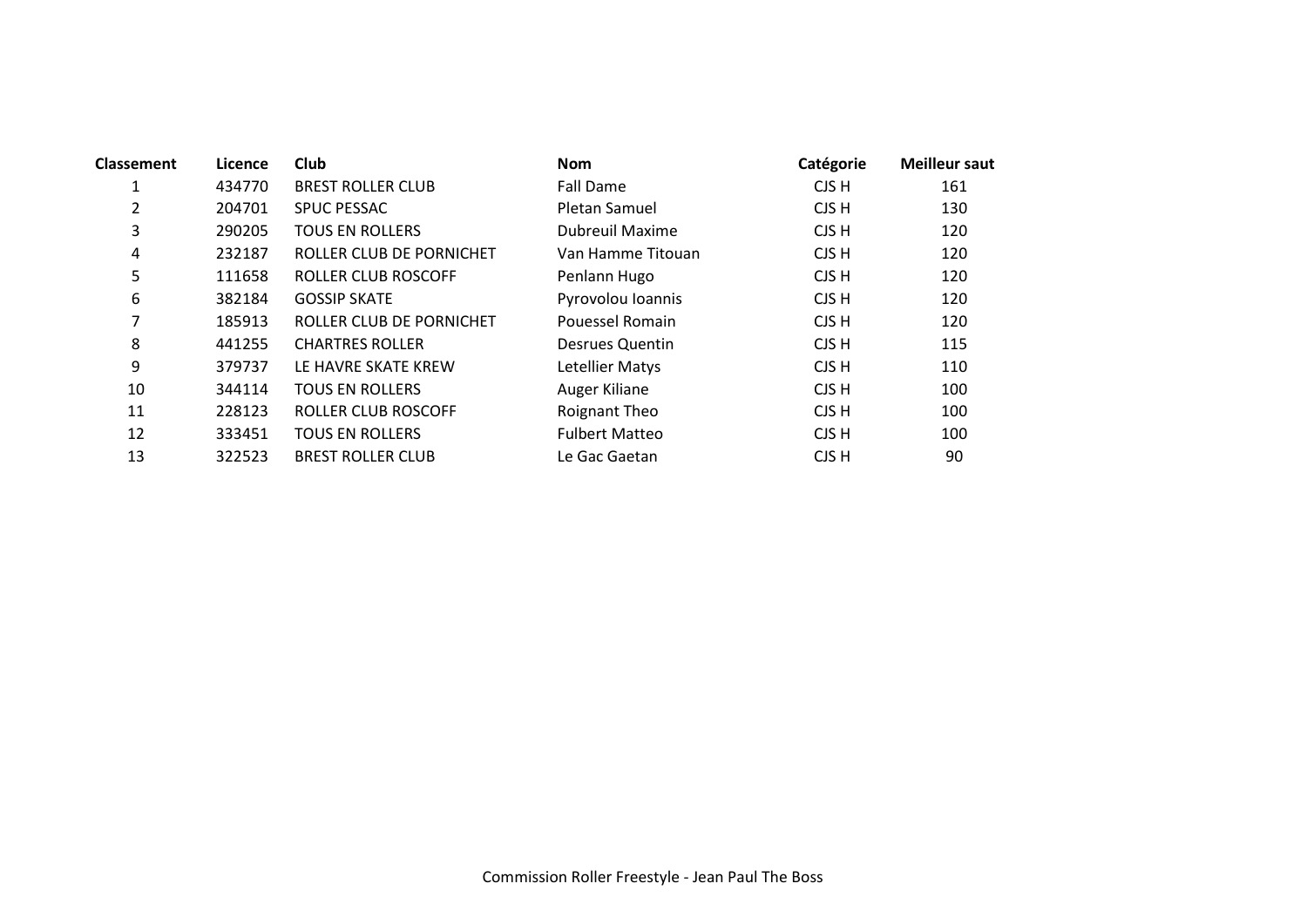| Classement | Licence | Club | Nom | Catégorie | Meilleur saut |
|---|---|---|---|---|---|
| 1 | 434770 | BREST ROLLER CLUB | Fall Dame | CJS H | 161 |
| 2 | 204701 | SPUC PESSAC | Pletan Samuel | CJS H | 130 |
| 3 | 290205 | TOUS EN ROLLERS | Dubreuil Maxime | CJS H | 120 |
| 4 | 232187 | ROLLER CLUB DE PORNICHET | Van Hamme Titouan | CJS H | 120 |
| 5 | 111658 | ROLLER CLUB ROSCOFF | Penlann Hugo | CJS H | 120 |
| 6 | 382184 | GOSSIP SKATE | Pyrovolou Ioannis | CJS H | 120 |
| 7 | 185913 | ROLLER CLUB DE PORNICHET | Pouessel Romain | CJS H | 120 |
| 8 | 441255 | CHARTRES ROLLER | Desrues Quentin | CJS H | 115 |
| 9 | 379737 | LE HAVRE SKATE KREW | Letellier Matys | CJS H | 110 |
| 10 | 344114 | TOUS EN ROLLERS | Auger Kiliane | CJS H | 100 |
| 11 | 228123 | ROLLER CLUB ROSCOFF | Roignant Theo | CJS H | 100 |
| 12 | 333451 | TOUS EN ROLLERS | Fulbert Matteo | CJS H | 100 |
| 13 | 322523 | BREST ROLLER CLUB | Le Gac Gaetan | CJS H | 90 |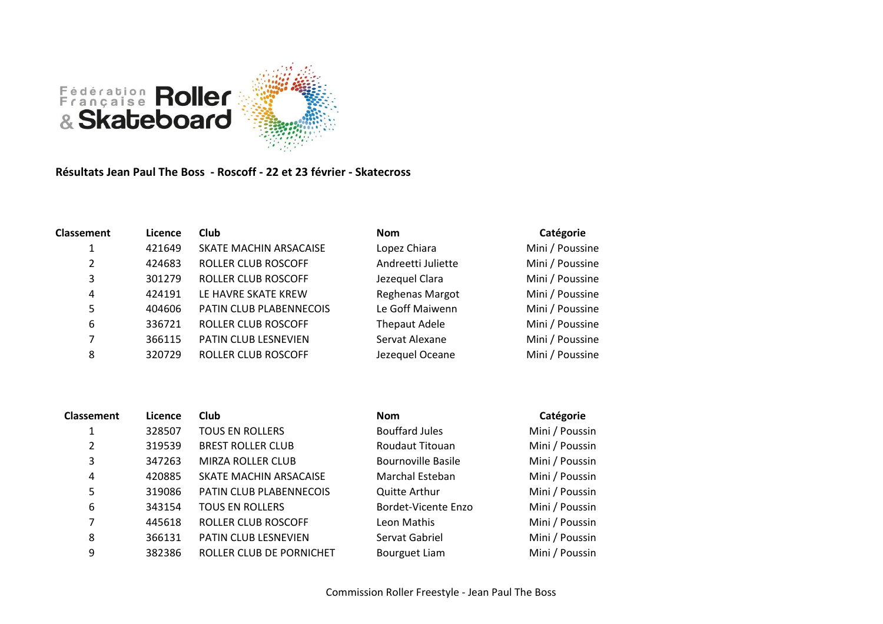Fédération Française Roller & Skateboard

**Résultats Jean Paul The Boss  - Roscoff - 22 et 23 février - Skatecross**

| Classement | Licence | Club | Nom | Catégorie |
|---|---|---|---|---|
| 1 | 421649 | SKATE MACHIN ARSACAISE | Lopez Chiara | Mini / Poussine |
| 2 | 424683 | ROLLER CLUB ROSCOFF | Andreetti Juliette | Mini / Poussine |
| 3 | 301279 | ROLLER CLUB ROSCOFF | Jezequel Clara | Mini / Poussine |
| 4 | 424191 | LE HAVRE SKATE KREW | Reghenas Margot | Mini / Poussine |
| 5 | 404606 | PATIN CLUB PLABENNECOIS | Le Goff Maiwenn | Mini / Poussine |
| 6 | 336721 | ROLLER CLUB ROSCOFF | Thepaut Adele | Mini / Poussine |
| 7 | 366115 | PATIN CLUB LESNEVIEN | Servat Alexane | Mini / Poussine |
| 8 | 320729 | ROLLER CLUB ROSCOFF | Jezequel Oceane | Mini / Poussine |

| Classement | Licence | Club | Nom | Catégorie |
|---|---|---|---|---|
| 1 | 328507 | TOUS EN ROLLERS | Bouffard Jules | Mini / Poussin |
| 2 | 319539 | BREST ROLLER CLUB | Roudaut Titouan | Mini / Poussin |
| 3 | 347263 | MIRZA ROLLER CLUB | Bournoville Basile | Mini / Poussin |
| 4 | 420885 | SKATE MACHIN ARSACAISE | Marchal Esteban | Mini / Poussin |
| 5 | 319086 | PATIN CLUB PLABENNECOIS | Quitte Arthur | Mini / Poussin |
| 6 | 343154 | TOUS EN ROLLERS | Bordet-Vicente Enzo | Mini / Poussin |
| 7 | 445618 | ROLLER CLUB ROSCOFF | Leon Mathis | Mini / Poussin |
| 8 | 366131 | PATIN CLUB LESNEVIEN | Servat Gabriel | Mini / Poussin |
| 9 | 382386 | ROLLER CLUB DE PORNICHET | Bourguet Liam | Mini / Poussin |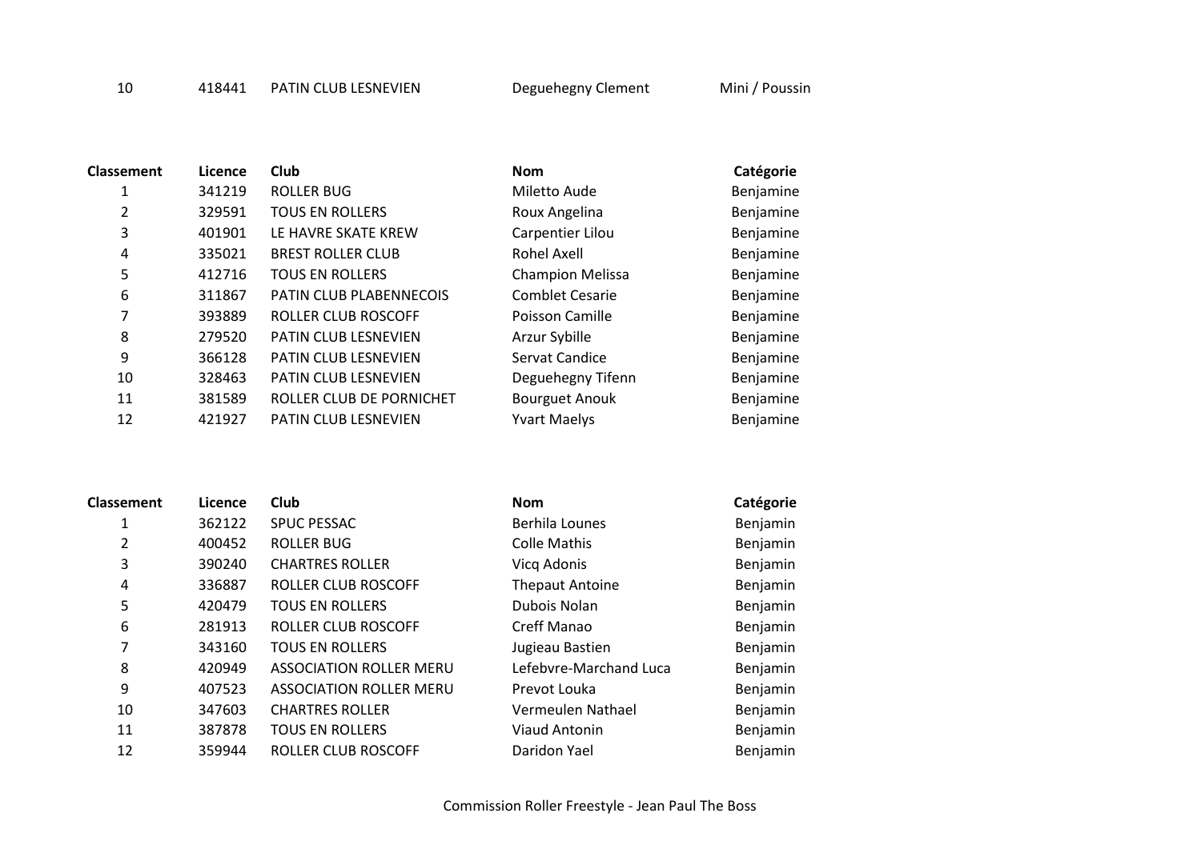| 10 | 418441 | PATIN CLUB LESNEVIEN | Deguehegny Clement | Mini / Poussin |
|---|---|---|---|---|

| Classement | Licence | Club | Nom | Catégorie |
|---|---|---|---|---|
| 1 | 341219 | ROLLER BUG | Miletto Aude | Benjamine |
| 2 | 329591 | TOUS EN ROLLERS | Roux Angelina | Benjamine |
| 3 | 401901 | LE HAVRE SKATE KREW | Carpentier Lilou | Benjamine |
| 4 | 335021 | BREST ROLLER CLUB | Rohel Axell | Benjamine |
| 5 | 412716 | TOUS EN ROLLERS | Champion Melissa | Benjamine |
| 6 | 311867 | PATIN CLUB PLABENNECOIS | Comblet Cesarie | Benjamine |
| 7 | 393889 | ROLLER CLUB ROSCOFF | Poisson Camille | Benjamine |
| 8 | 279520 | PATIN CLUB LESNEVIEN | Arzur Sybille | Benjamine |
| 9 | 366128 | PATIN CLUB LESNEVIEN | Servat Candice | Benjamine |
| 10 | 328463 | PATIN CLUB LESNEVIEN | Deguehegny Tifenn | Benjamine |
| 11 | 381589 | ROLLER CLUB DE PORNICHET | Bourguet Anouk | Benjamine |
| 12 | 421927 | PATIN CLUB LESNEVIEN | Yvart Maelys | Benjamine |

| Classement | Licence | Club | Nom | Catégorie |
|---|---|---|---|---|
| 1 | 362122 | SPUC PESSAC | Berhila Lounes | Benjamin |
| 2 | 400452 | ROLLER BUG | Colle Mathis | Benjamin |
| 3 | 390240 | CHARTRES ROLLER | Vicq Adonis | Benjamin |
| 4 | 336887 | ROLLER CLUB ROSCOFF | Thepaut Antoine | Benjamin |
| 5 | 420479 | TOUS EN ROLLERS | Dubois Nolan | Benjamin |
| 6 | 281913 | ROLLER CLUB ROSCOFF | Creff Manao | Benjamin |
| 7 | 343160 | TOUS EN ROLLERS | Jugieau Bastien | Benjamin |
| 8 | 420949 | ASSOCIATION ROLLER MERU | Lefebvre-Marchand Luca | Benjamin |
| 9 | 407523 | ASSOCIATION ROLLER MERU | Prevot Louka | Benjamin |
| 10 | 347603 | CHARTRES ROLLER | Vermeulen Nathael | Benjamin |
| 11 | 387878 | TOUS EN ROLLERS | Viaud Antonin | Benjamin |
| 12 | 359944 | ROLLER CLUB ROSCOFF | Daridon Yael | Benjamin |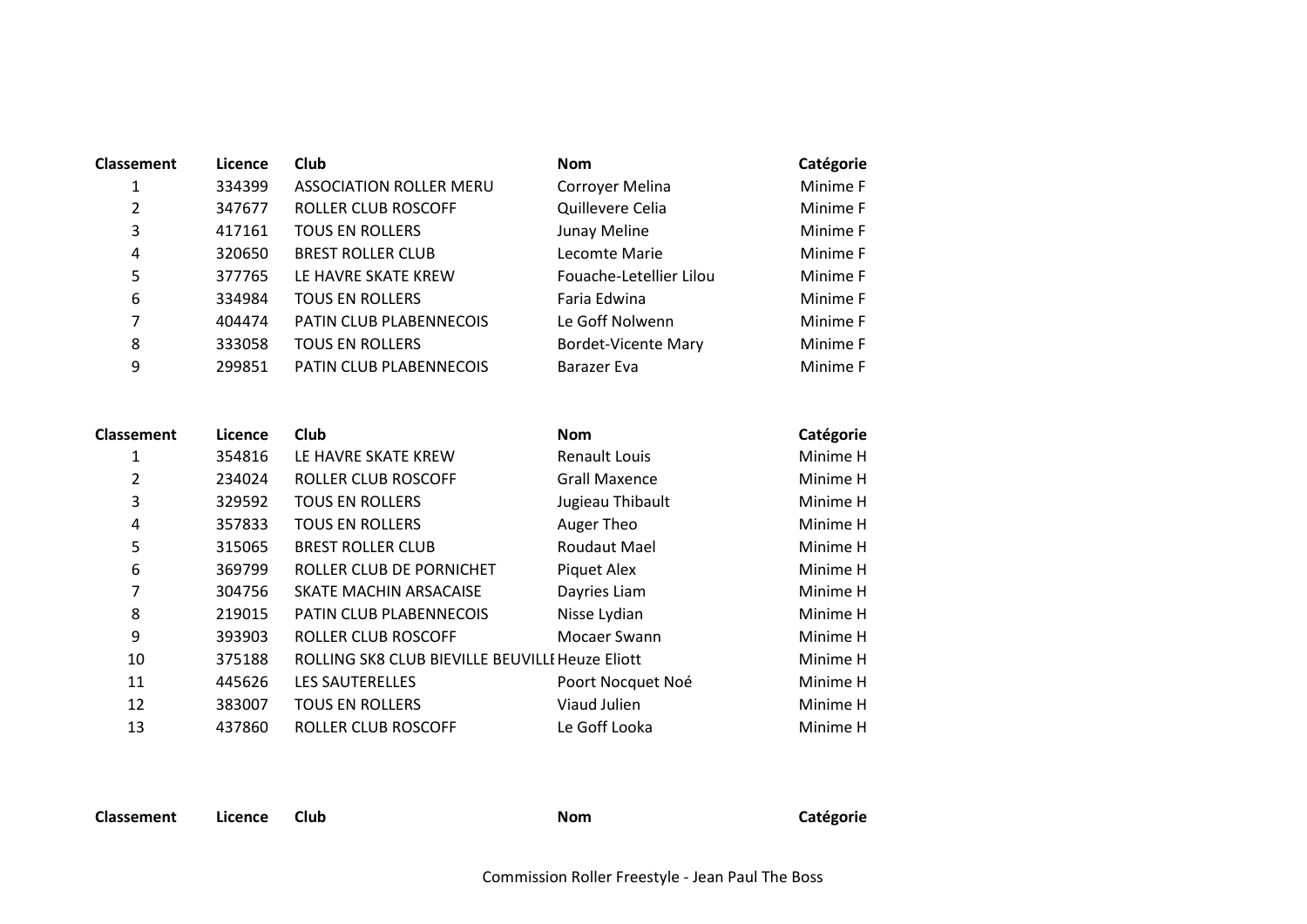| Classement | Licence | Club | Nom | Catégorie |
|---|---|---|---|---|
| 1 | 334399 | ASSOCIATION ROLLER MERU | Corroyer Melina | Minime F |
| 2 | 347677 | ROLLER CLUB ROSCOFF | Quillevere Celia | Minime F |
| 3 | 417161 | TOUS EN ROLLERS | Junay Meline | Minime F |
| 4 | 320650 | BREST ROLLER CLUB | Lecomte Marie | Minime F |
| 5 | 377765 | LE HAVRE SKATE KREW | Fouache-Letellier Lilou | Minime F |
| 6 | 334984 | TOUS EN ROLLERS | Faria Edwina | Minime F |
| 7 | 404474 | PATIN CLUB PLABENNECOIS | Le Goff Nolwenn | Minime F |
| 8 | 333058 | TOUS EN ROLLERS | Bordet-Vicente Mary | Minime F |
| 9 | 299851 | PATIN CLUB PLABENNECOIS | Barazer Eva | Minime F |

| Classement | Licence | Club | Nom | Catégorie |
|---|---|---|---|---|
| 1 | 354816 | LE HAVRE SKATE KREW | Renault Louis | Minime H |
| 2 | 234024 | ROLLER CLUB ROSCOFF | Grall Maxence | Minime H |
| 3 | 329592 | TOUS EN ROLLERS | Jugieau Thibault | Minime H |
| 4 | 357833 | TOUS EN ROLLERS | Auger Theo | Minime H |
| 5 | 315065 | BREST ROLLER CLUB | Roudaut Mael | Minime H |
| 6 | 369799 | ROLLER CLUB DE PORNICHET | Piquet Alex | Minime H |
| 7 | 304756 | SKATE MACHIN ARSACAISE | Dayries Liam | Minime H |
| 8 | 219015 | PATIN CLUB PLABENNECOIS | Nisse Lydian | Minime H |
| 9 | 393903 | ROLLER CLUB ROSCOFF | Mocaer Swann | Minime H |
| 10 | 375188 | ROLLING SK8 CLUB BIEVILLE BEUVILLE | Heuze Eliott | Minime H |
| 11 | 445626 | LES SAUTERELLES | Poort Nocquet Noé | Minime H |
| 12 | 383007 | TOUS EN ROLLERS | Viaud Julien | Minime H |
| 13 | 437860 | ROLLER CLUB ROSCOFF | Le Goff Looka | Minime H |

| Classement | Licence | Club | Nom | Catégorie |
|---|---|---|---|---|

Commission Roller Freestyle - Jean Paul The Boss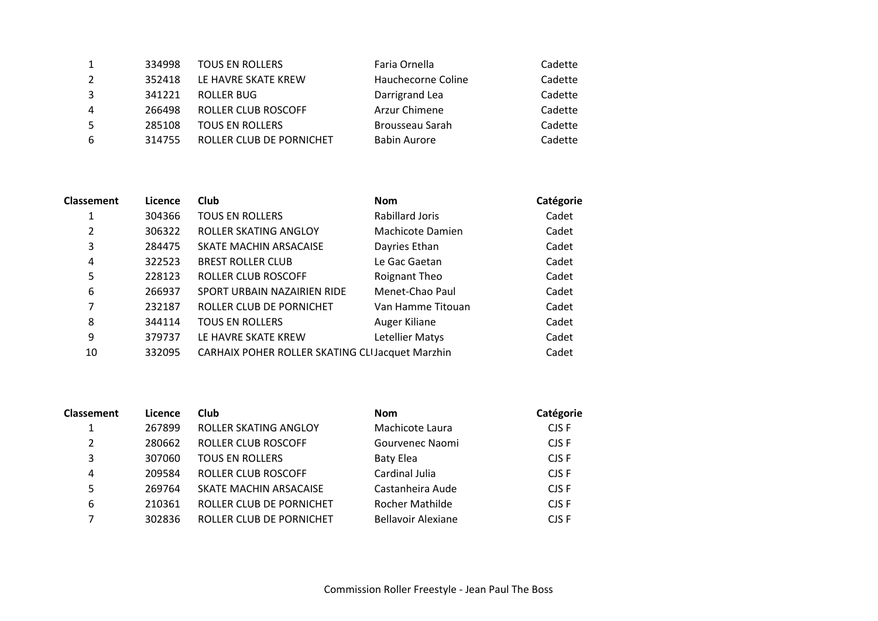| | | | | |
|---|---|---|---|---|
| 1 | 334998 | TOUS EN ROLLERS | Faria Ornella | Cadette |
| 2 | 352418 | LE HAVRE SKATE KREW | Hauchecorne Coline | Cadette |
| 3 | 341221 | ROLLER BUG | Darrigrand Lea | Cadette |
| 4 | 266498 | ROLLER CLUB ROSCOFF | Arzur Chimene | Cadette |
| 5 | 285108 | TOUS EN ROLLERS | Brousseau Sarah | Cadette |
| 6 | 314755 | ROLLER CLUB DE PORNICHET | Babin Aurore | Cadette |

| Classement | Licence | Club | Nom | Catégorie |
|---|---|---|---|---|
| 1 | 304366 | TOUS EN ROLLERS | Rabillard Joris | Cadet |
| 2 | 306322 | ROLLER SKATING ANGLOY | Machicote Damien | Cadet |
| 3 | 284475 | SKATE MACHIN ARSACAISE | Dayries Ethan | Cadet |
| 4 | 322523 | BREST ROLLER CLUB | Le Gac Gaetan | Cadet |
| 5 | 228123 | ROLLER CLUB ROSCOFF | Roignant Theo | Cadet |
| 6 | 266937 | SPORT URBAIN NAZAIRIEN RIDE | Menet-Chao Paul | Cadet |
| 7 | 232187 | ROLLER CLUB DE PORNICHET | Van Hamme Titouan | Cadet |
| 8 | 344114 | TOUS EN ROLLERS | Auger Kiliane | Cadet |
| 9 | 379737 | LE HAVRE SKATE KREW | Letellier Matys | Cadet |
| 10 | 332095 | CARHAIX POHER ROLLER SKATING CLI | Jacquet Marzhin | Cadet |

| Classement | Licence | Club | Nom | Catégorie |
|---|---|---|---|---|
| 1 | 267899 | ROLLER SKATING ANGLOY | Machicote Laura | CJS F |
| 2 | 280662 | ROLLER CLUB ROSCOFF | Gourvenec Naomi | CJS F |
| 3 | 307060 | TOUS EN ROLLERS | Baty Elea | CJS F |
| 4 | 209584 | ROLLER CLUB ROSCOFF | Cardinal Julia | CJS F |
| 5 | 269764 | SKATE MACHIN ARSACAISE | Castanheira Aude | CJS F |
| 6 | 210361 | ROLLER CLUB DE PORNICHET | Rocher Mathilde | CJS F |
| 7 | 302836 | ROLLER CLUB DE PORNICHET | Bellavoir Alexiane | CJS F |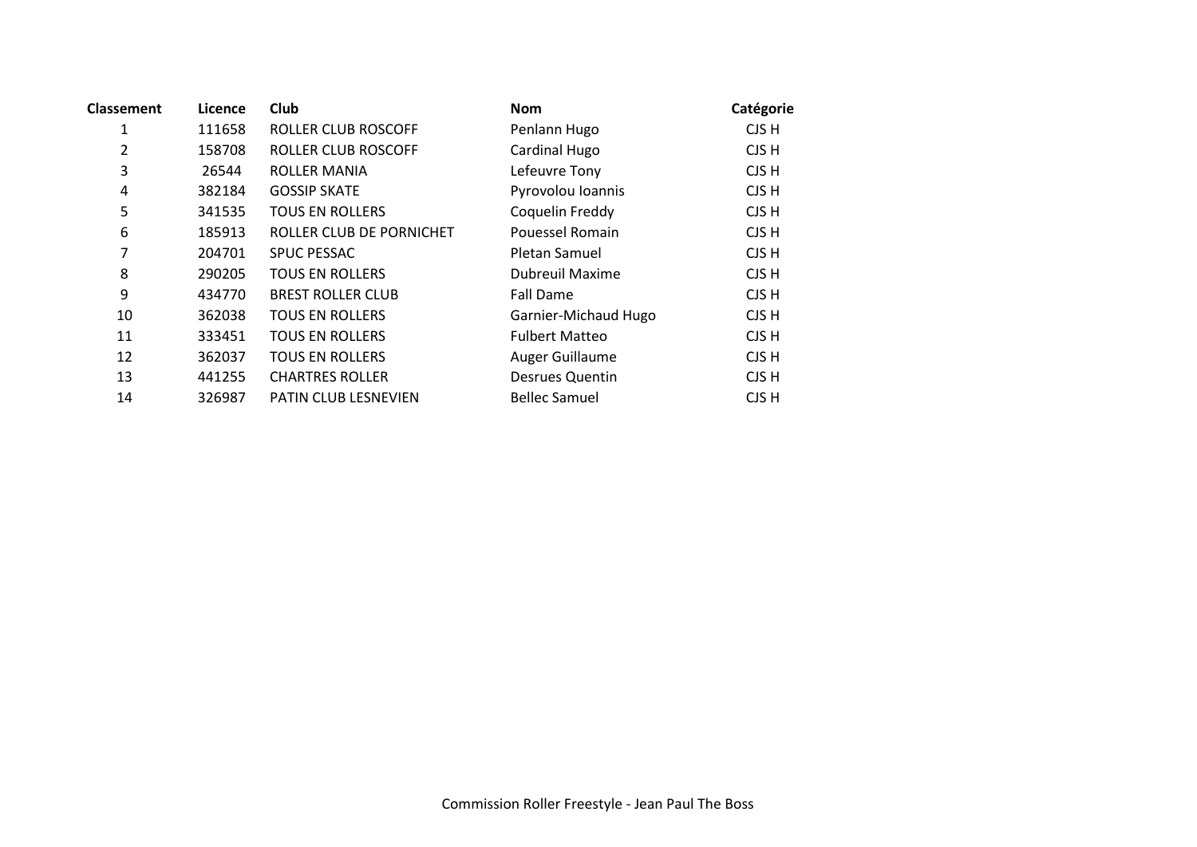| Classement | Licence | Club | Nom | Catégorie |
|---|---|---|---|---|
| 1 | 111658 | ROLLER CLUB ROSCOFF | Penlann Hugo | CJS H |
| 2 | 158708 | ROLLER CLUB ROSCOFF | Cardinal Hugo | CJS H |
| 3 | 26544 | ROLLER MANIA | Lefeuvre Tony | CJS H |
| 4 | 382184 | GOSSIP SKATE | Pyrovolou Ioannis | CJS H |
| 5 | 341535 | TOUS EN ROLLERS | Coquelin Freddy | CJS H |
| 6 | 185913 | ROLLER CLUB DE PORNICHET | Pouessel Romain | CJS H |
| 7 | 204701 | SPUC PESSAC | Pletan Samuel | CJS H |
| 8 | 290205 | TOUS EN ROLLERS | Dubreuil Maxime | CJS H |
| 9 | 434770 | BREST ROLLER CLUB | Fall Dame | CJS H |
| 10 | 362038 | TOUS EN ROLLERS | Garnier-Michaud Hugo | CJS H |
| 11 | 333451 | TOUS EN ROLLERS | Fulbert Matteo | CJS H |
| 12 | 362037 | TOUS EN ROLLERS | Auger Guillaume | CJS H |
| 13 | 441255 | CHARTRES ROLLER | Desrues Quentin | CJS H |
| 14 | 326987 | PATIN CLUB LESNEVIEN | Bellec Samuel | CJS H |

Commission Roller Freestyle - Jean Paul The Boss